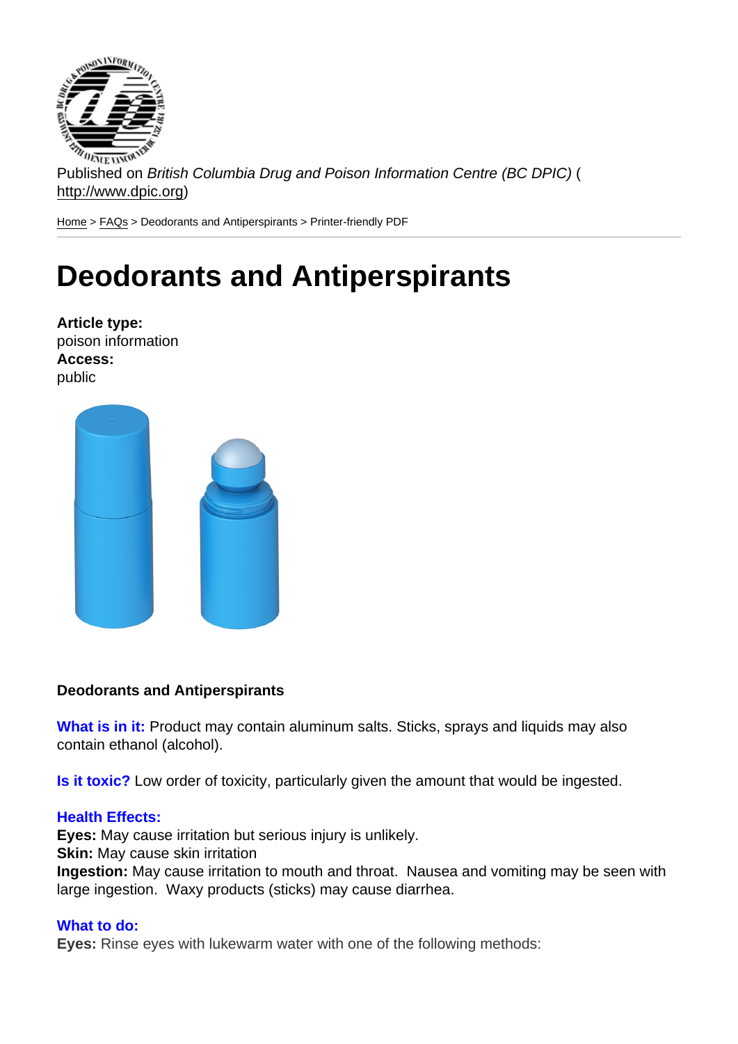Published on *British Columbia Drug and Poison Information Centre (BC DPIC)* (http://www.dpic.org)

Home > FAQs > Deodorants and Antiperspirants > Printer-friendly PDF

# Deodorants and Antiperspirants

**Article type:**
poison information
**Access:**
public

**Deodorants and Antiperspirants**

**What is in it:** Product may contain aluminum salts. Sticks, sprays and liquids may also contain ethanol (alcohol).

**Is it toxic?** Low order of toxicity, particularly given the amount that would be ingested.

**Health Effects:**
**Eyes:** May cause irritation but serious injury is unlikely.
**Skin:** May cause skin irritation
**Ingestion:** May cause irritation to mouth and throat. Nausea and vomiting may be seen with large ingestion. Waxy products (sticks) may cause diarrhea.

**What to do:**
**Eyes:** Rinse eyes with lukewarm water with one of the following methods: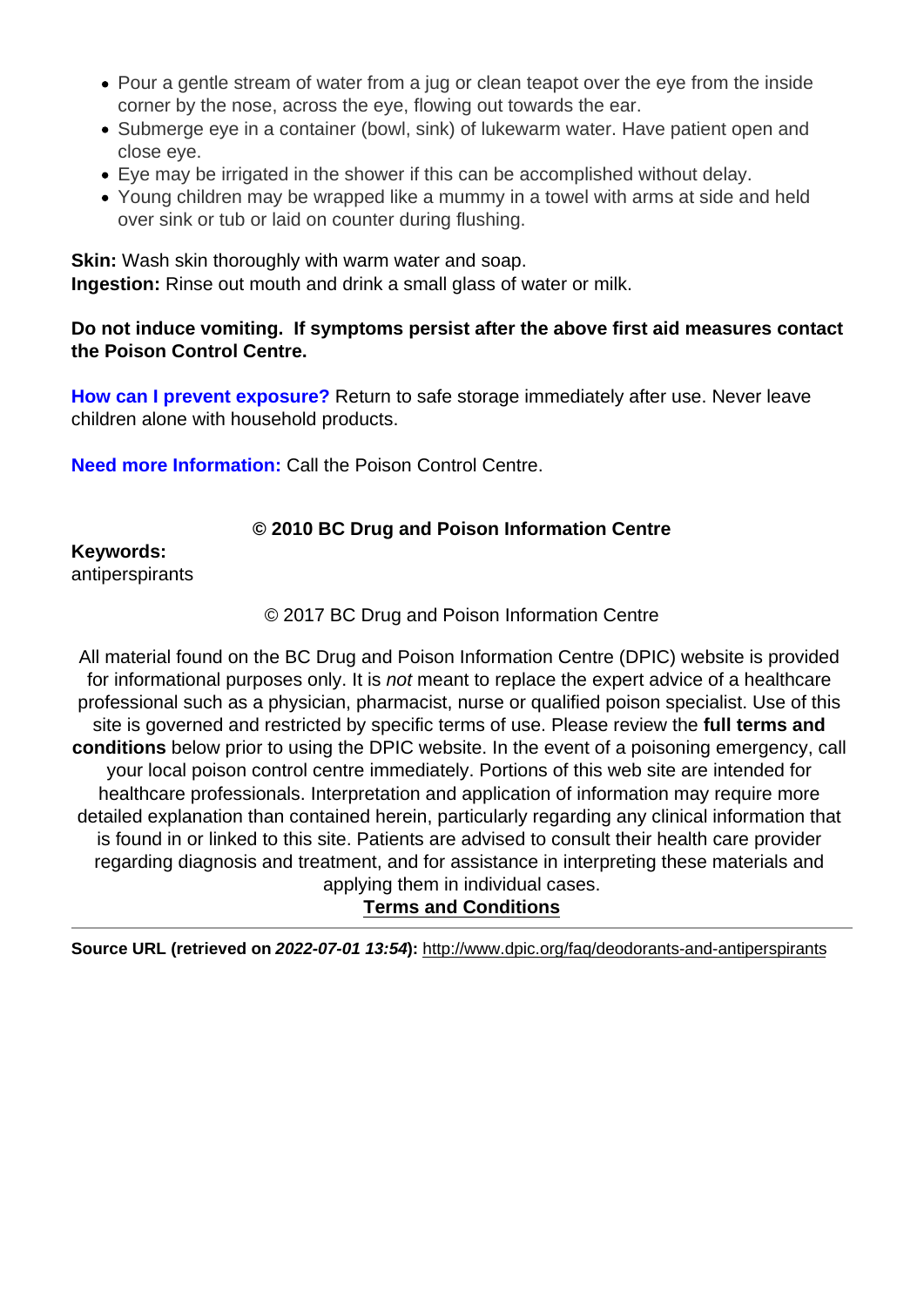- Pour a gentle stream of water from a jug or clean teapot over the eye from the inside corner by the nose, across the eye, flowing out towards the ear.
- Submerge eye in a container (bowl, sink) of lukewarm water. Have patient open and close eye.
- Eye may be irrigated in the shower if this can be accomplished without delay.
- Young children may be wrapped like a mummy in a towel with arms at side and held over sink or tub or laid on counter during flushing.

**Skin:** Wash skin thoroughly with warm water and soap.
**Ingestion:** Rinse out mouth and drink a small glass of water or milk.

**Do not induce vomiting. If symptoms persist after the above first aid measures contact the Poison Control Centre.**

**How can I prevent exposure?** Return to safe storage immediately after use. Never leave children alone with household products.

**Need more Information:** Call the Poison Control Centre.

**© 2010 BC Drug and Poison Information Centre**

**Keywords:**
antiperspirants

© 2017 BC Drug and Poison Information Centre

All material found on the BC Drug and Poison Information Centre (DPIC) website is provided for informational purposes only. It is *not* meant to replace the expert advice of a healthcare professional such as a physician, pharmacist, nurse or qualified poison specialist. Use of this site is governed and restricted by specific terms of use. Please review the **full terms and conditions** below prior to using the DPIC website. In the event of a poisoning emergency, call your local poison control centre immediately. Portions of this web site are intended for healthcare professionals. Interpretation and application of information may require more detailed explanation than contained herein, particularly regarding any clinical information that is found in or linked to this site. Patients are advised to consult their health care provider regarding diagnosis and treatment, and for assistance in interpreting these materials and applying them in individual cases.

**Terms and Conditions**

---

**Source URL (retrieved on *2022-07-01 13:54*):** http://www.dpic.org/faq/deodorants-and-antiperspirants